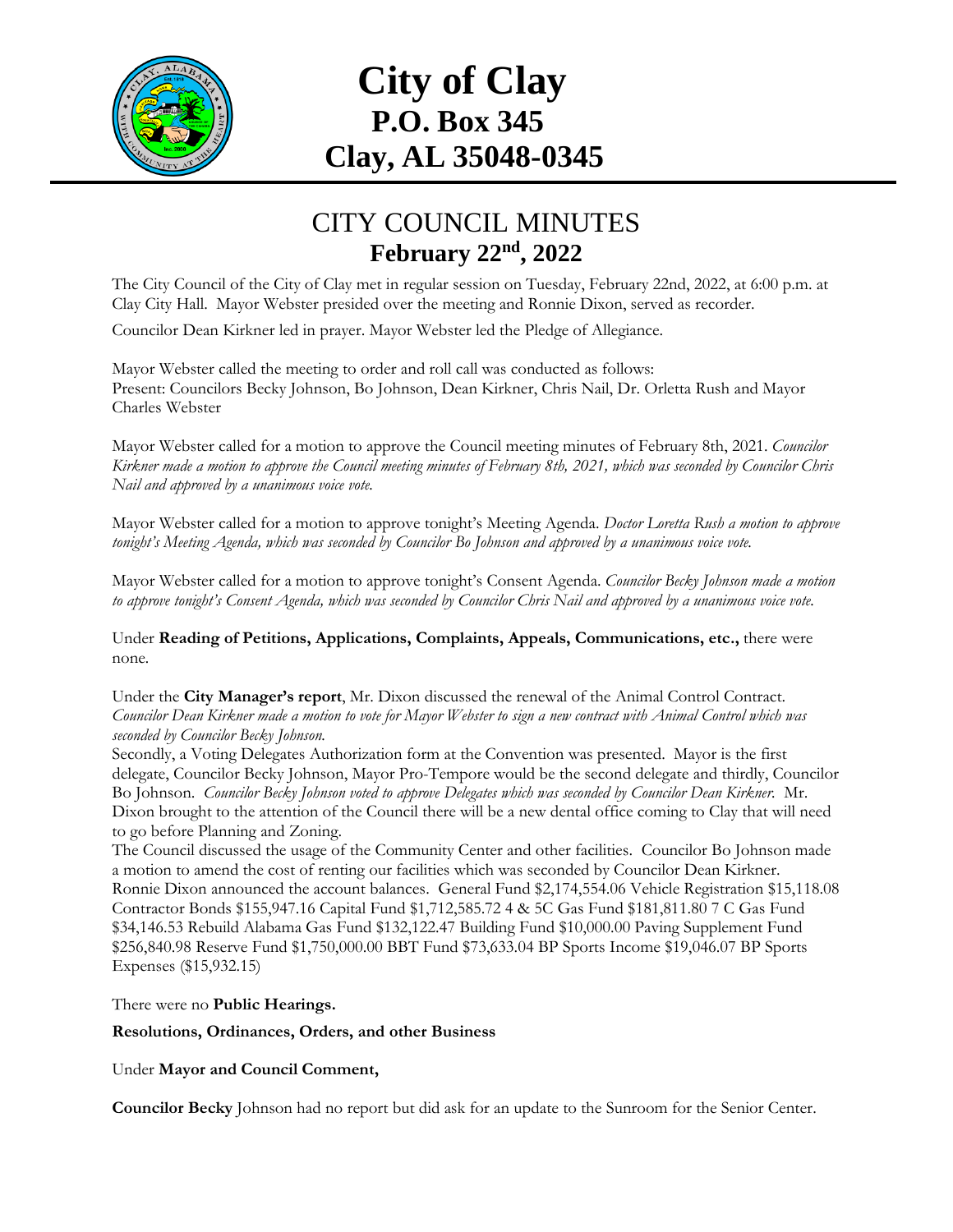# City of Clay
## P.O. Box 345
## Clay, AL 35048-0345

# CITY COUNCIL MINUTES
## February 22nd, 2022

The City Council of the City of Clay met in regular session on Tuesday, February 22nd, 2022, at 6:00 p.m. at Clay City Hall. Mayor Webster presided over the meeting and Ronnie Dixon, served as recorder.

Councilor Dean Kirkner led in prayer. Mayor Webster led the Pledge of Allegiance.

Mayor Webster called the meeting to order and roll call was conducted as follows:
Present: Councilors Becky Johnson, Bo Johnson, Dean Kirkner, Chris Nail, Dr. Orletta Rush and Mayor Charles Webster

Mayor Webster called for a motion to approve the Council meeting minutes of February 8th, 2021. *Councilor Kirkner made a motion to approve the Council meeting minutes of February 8th, 2021, which was seconded by Councilor Chris Nail and approved by a unanimous voice vote.*

Mayor Webster called for a motion to approve tonight's Meeting Agenda. *Doctor Loretta Rush a motion to approve tonight's Meeting Agenda, which was seconded by Councilor Bo Johnson and approved by a unanimous voice vote.*

Mayor Webster called for a motion to approve tonight's Consent Agenda. *Councilor Becky Johnson made a motion to approve tonight's Consent Agenda, which was seconded by Councilor Chris Nail and approved by a unanimous voice vote.*

Under **Reading of Petitions, Applications, Complaints, Appeals, Communications, etc.,** there were none.

Under the **City Manager's report**, Mr. Dixon discussed the renewal of the Animal Control Contract. *Councilor Dean Kirkner made a motion to vote for Mayor Webster to sign a new contract with Animal Control which was seconded by Councilor Becky Johnson.*

Secondly, a Voting Delegates Authorization form at the Convention was presented. Mayor is the first delegate, Councilor Becky Johnson, Mayor Pro-Tempore would be the second delegate and thirdly, Councilor Bo Johnson. *Councilor Becky Johnson voted to approve Delegates which was seconded by Councilor Dean Kirkner.* Mr. Dixon brought to the attention of the Council there will be a new dental office coming to Clay that will need to go before Planning and Zoning.

The Council discussed the usage of the Community Center and other facilities. Councilor Bo Johnson made a motion to amend the cost of renting our facilities which was seconded by Councilor Dean Kirkner.

Ronnie Dixon announced the account balances. General Fund $2,174,554.06 Vehicle Registration $15,118.08 Contractor Bonds $155,947.16 Capital Fund $1,712,585.72 4 & 5C Gas Fund $181,811.80 7 C Gas Fund $34,146.53 Rebuild Alabama Gas Fund $132,122.47 Building Fund $10,000.00 Paving Supplement Fund $256,840.98 Reserve Fund $1,750,000.00 BBT Fund $73,633.04 BP Sports Income $19,046.07 BP Sports Expenses ($15,932.15)

There were no **Public Hearings.**

**Resolutions, Ordinances, Orders, and other Business**

Under **Mayor and Council Comment,**

**Councilor Becky** Johnson had no report but did ask for an update to the Sunroom for the Senior Center.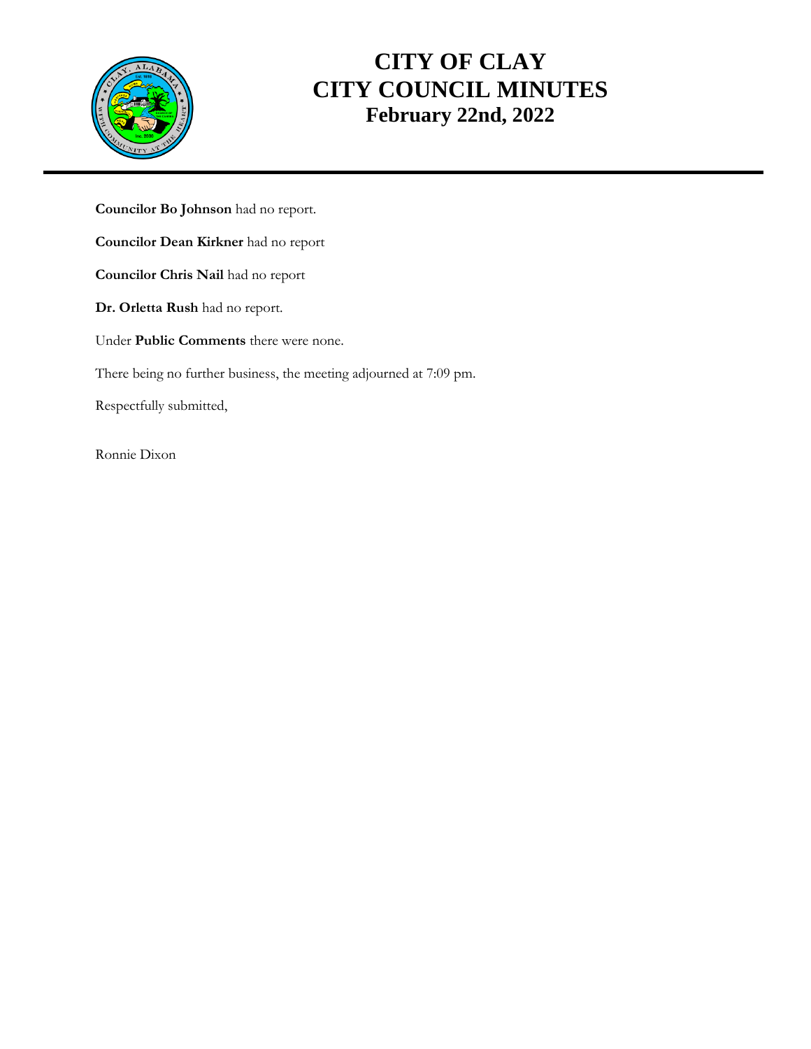# CITY OF CLAY
# CITY COUNCIL MINUTES
## February 22nd, 2022

**Councilor Bo Johnson** had no report.

**Councilor Dean Kirkner** had no report

**Councilor Chris Nail** had no report

**Dr. Orletta Rush** had no report.

Under **Public Comments** there were none.

There being no further business, the meeting adjourned at 7:09 pm.

Respectfully submitted,

Ronnie Dixon